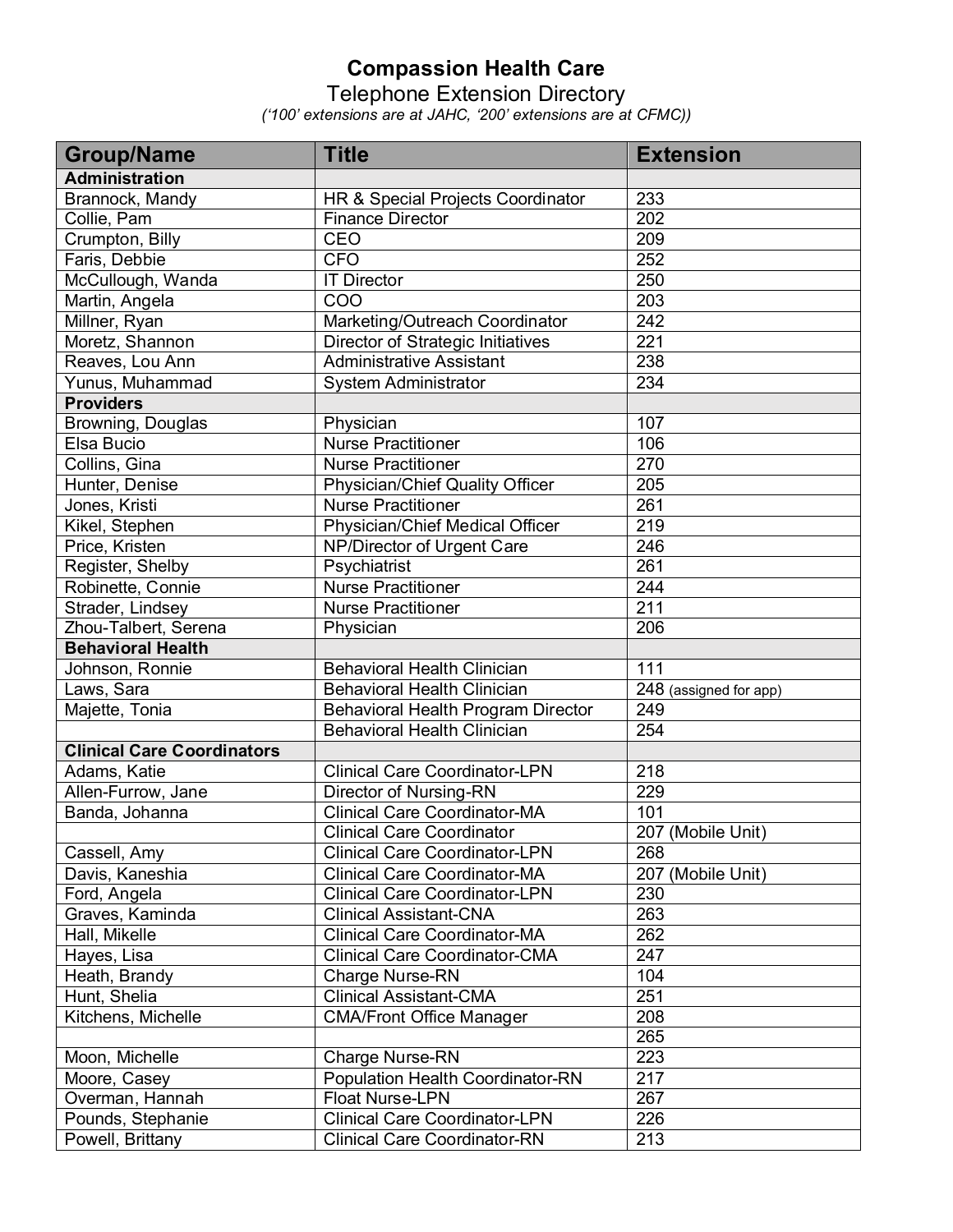# Compassion Health Care

## Telephone Extension Directory

*('100' extensions are at JAHC, '200' extensions are at CFMC))*

| Group/Name | Title | Extension |
|---|---|---|
| **Administration** | | |
| Brannock, Mandy | HR & Special Projects Coordinator | 233 |
| Collie, Pam | Finance Director | 202 |
| Crumpton, Billy | CEO | 209 |
| Faris, Debbie | CFO | 252 |
| McCullough, Wanda | IT Director | 250 |
| Martin, Angela | COO | 203 |
| Millner, Ryan | Marketing/Outreach Coordinator | 242 |
| Moretz, Shannon | Director of Strategic Initiatives | 221 |
| Reaves, Lou Ann | Administrative Assistant | 238 |
| Yunus, Muhammad | System Administrator | 234 |
| **Providers** | | |
| Browning, Douglas | Physician | 107 |
| Elsa Bucio | Nurse Practitioner | 106 |
| Collins, Gina | Nurse Practitioner | 270 |
| Hunter, Denise | Physician/Chief Quality Officer | 205 |
| Jones, Kristi | Nurse Practitioner | 261 |
| Kikel, Stephen | Physician/Chief Medical Officer | 219 |
| Price, Kristen | NP/Director of Urgent Care | 246 |
| Register, Shelby | Psychiatrist | 261 |
| Robinette, Connie | Nurse Practitioner | 244 |
| Strader, Lindsey | Nurse Practitioner | 211 |
| Zhou-Talbert, Serena | Physician | 206 |
| **Behavioral Health** | | |
| Johnson, Ronnie | Behavioral Health Clinician | 111 |
| Laws, Sara | Behavioral Health Clinician | 248 (assigned for app) |
| Majette, Tonia | Behavioral Health Program Director | 249 |
| | Behavioral Health Clinician | 254 |
| **Clinical Care Coordinators** | | |
| Adams, Katie | Clinical Care Coordinator-LPN | 218 |
| Allen-Furrow, Jane | Director of Nursing-RN | 229 |
| Banda, Johanna | Clinical Care Coordinator-MA | 101 |
| | Clinical Care Coordinator | 207 (Mobile Unit) |
| Cassell, Amy | Clinical Care Coordinator-LPN | 268 |
| Davis, Kaneshia | Clinical Care Coordinator-MA | 207 (Mobile Unit) |
| Ford, Angela | Clinical Care Coordinator-LPN | 230 |
| Graves, Kaminda | Clinical Assistant-CNA | 263 |
| Hall, Mikelle | Clinical Care Coordinator-MA | 262 |
| Hayes, Lisa | Clinical Care Coordinator-CMA | 247 |
| Heath, Brandy | Charge Nurse-RN | 104 |
| Hunt, Shelia | Clinical Assistant-CMA | 251 |
| Kitchens, Michelle | CMA/Front Office Manager | 208 |
| | | 265 |
| Moon, Michelle | Charge Nurse-RN | 223 |
| Moore, Casey | Population Health Coordinator-RN | 217 |
| Overman, Hannah | Float Nurse-LPN | 267 |
| Pounds, Stephanie | Clinical Care Coordinator-LPN | 226 |
| Powell, Brittany | Clinical Care Coordinator-RN | 213 |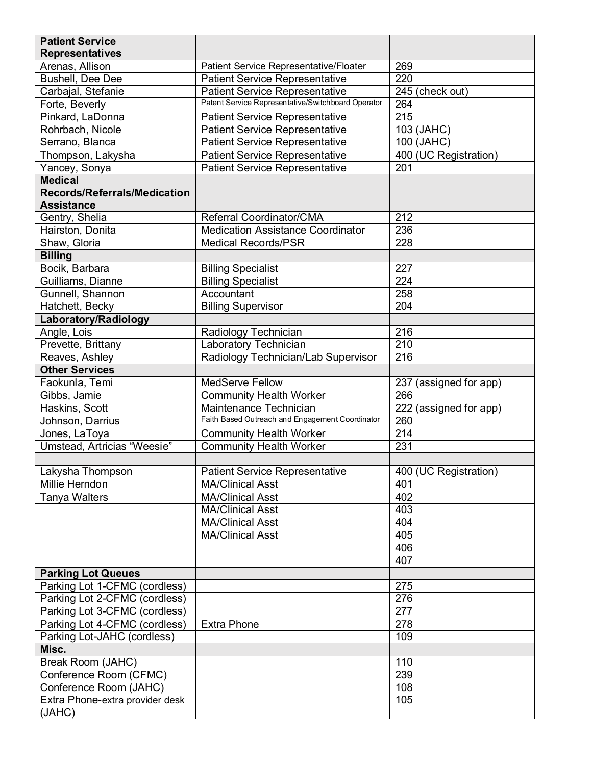| | | |
|---|---|---|
| **Patient Service Representatives** | | |
| Arenas, Allison | Patient Service Representative/Floater | 269 |
| Bushell, Dee Dee | Patient Service Representative | 220 |
| Carbajal, Stefanie | Patient Service Representative | 245 (check out) |
| Forte, Beverly | Patent Service Representative/Switchboard Operator | 264 |
| Pinkard, LaDonna | Patient Service Representative | 215 |
| Rohrbach, Nicole | Patient Service Representative | 103 (JAHC) |
| Serrano, Blanca | Patient Service Representative | 100 (JAHC) |
| Thompson, Lakysha | Patient Service Representative | 400 (UC Registration) |
| Yancey, Sonya | Patient Service Representative | 201 |
| **Medical Records/Referrals/Medication Assistance** | | |
| Gentry, Shelia | Referral Coordinator/CMA | 212 |
| Hairston, Donita | Medication Assistance Coordinator | 236 |
| Shaw, Gloria | Medical Records/PSR | 228 |
| **Billing** | | |
| Bocik, Barbara | Billing Specialist | 227 |
| Guilliams, Dianne | Billing Specialist | 224 |
| Gunnell, Shannon | Accountant | 258 |
| Hatchett, Becky | Billing Supervisor | 204 |
| **Laboratory/Radiology** | | |
| Angle, Lois | Radiology Technician | 216 |
| Prevette, Brittany | Laboratory Technician | 210 |
| Reaves, Ashley | Radiology Technician/Lab Supervisor | 216 |
| **Other Services** | | |
| Faokunla, Temi | MedServe Fellow | 237 (assigned for app) |
| Gibbs, Jamie | Community Health Worker | 266 |
| Haskins, Scott | Maintenance Technician | 222 (assigned for app) |
| Johnson, Darrius | Faith Based Outreach and Engagement Coordinator | 260 |
| Jones, LaToya | Community Health Worker | 214 |
| Umstead, Artricias "Weesie" | Community Health Worker | 231 |
| | | |
| Lakysha Thompson | Patient Service Representative | 400 (UC Registration) |
| Millie Herndon | MA/Clinical Asst | 401 |
| Tanya Walters | MA/Clinical Asst | 402 |
| | MA/Clinical Asst | 403 |
| | MA/Clinical Asst | 404 |
| | MA/Clinical Asst | 405 |
| | | 406 |
| | | 407 |
| **Parking Lot Queues** | | |
| Parking Lot 1-CFMC (cordless) | | 275 |
| Parking Lot 2-CFMC (cordless) | | 276 |
| Parking Lot 3-CFMC (cordless) | | 277 |
| Parking Lot 4-CFMC (cordless) | Extra Phone | 278 |
| Parking Lot-JAHC (cordless) | | 109 |
| **Misc.** | | |
| Break Room (JAHC) | | 110 |
| Conference Room (CFMC) | | 239 |
| Conference Room (JAHC) | | 108 |
| Extra Phone-extra provider desk (JAHC) | | 105 |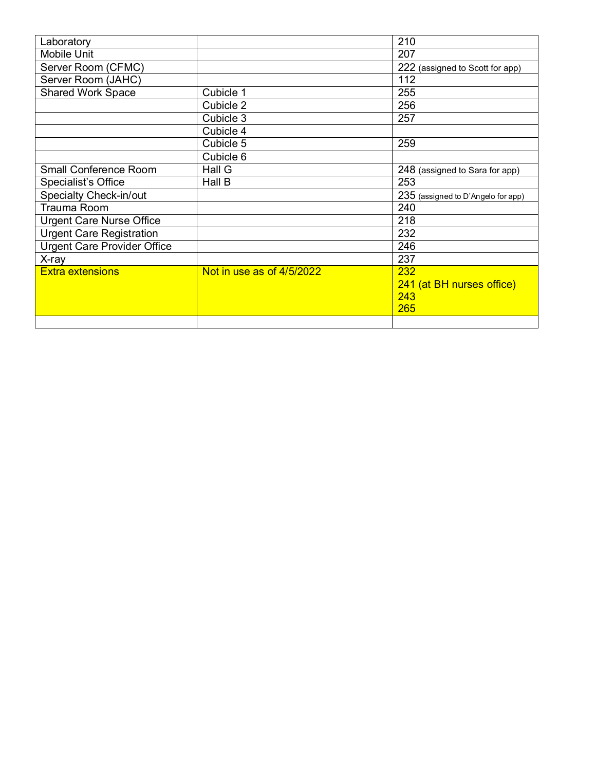| | | |
|---|---|---|
| Laboratory | | 210 |
| Mobile Unit | | 207 |
| Server Room (CFMC) | | 222 (assigned to Scott for app) |
| Server Room (JAHC) | | 112 |
| Shared Work Space | Cubicle 1 | 255 |
| | Cubicle 2 | 256 |
| | Cubicle 3 | 257 |
| | Cubicle 4 | |
| | Cubicle 5 | 259 |
| | Cubicle 6 | |
| Small Conference Room | Hall G | 248 (assigned to Sara for app) |
| Specialist's Office | Hall B | 253 |
| Specialty Check-in/out | | 235 (assigned to D'Angelo for app) |
| Trauma Room | | 240 |
| Urgent Care Nurse Office | | 218 |
| Urgent Care Registration | | 232 |
| Urgent Care Provider Office | | 246 |
| X-ray | | 237 |
| Extra extensions | Not in use as of 4/5/2022 | 232<br>241 (at BH nurses office)<br>243<br>265 |
| | | |